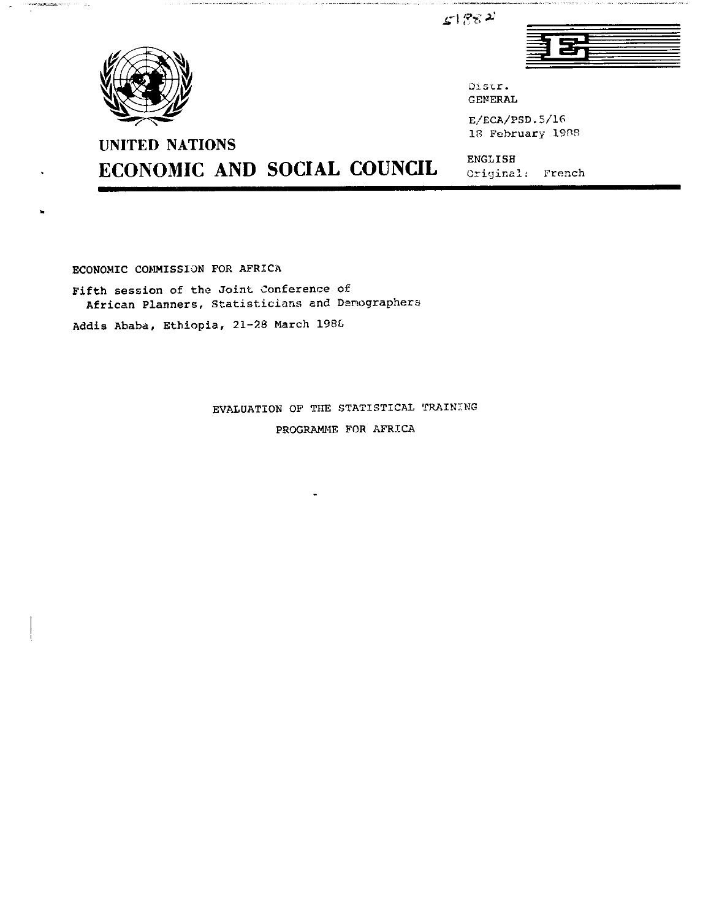51882

Distr.
GENERAL

E/ECA/PSD.5/16
18 February 1988

ENGLISH
Original: French

# UNITED NATIONS
# ECONOMIC AND SOCIAL COUNCIL

ECONOMIC COMMISSION FOR AFRICA

Fifth session of the Joint Conference of
African Planners, Statisticians and Demographers

Addis Ababa, Ethiopia, 21-28 March 1988

## EVALUATION OF THE STATISTICAL TRAINING PROGRAMME FOR AFRICA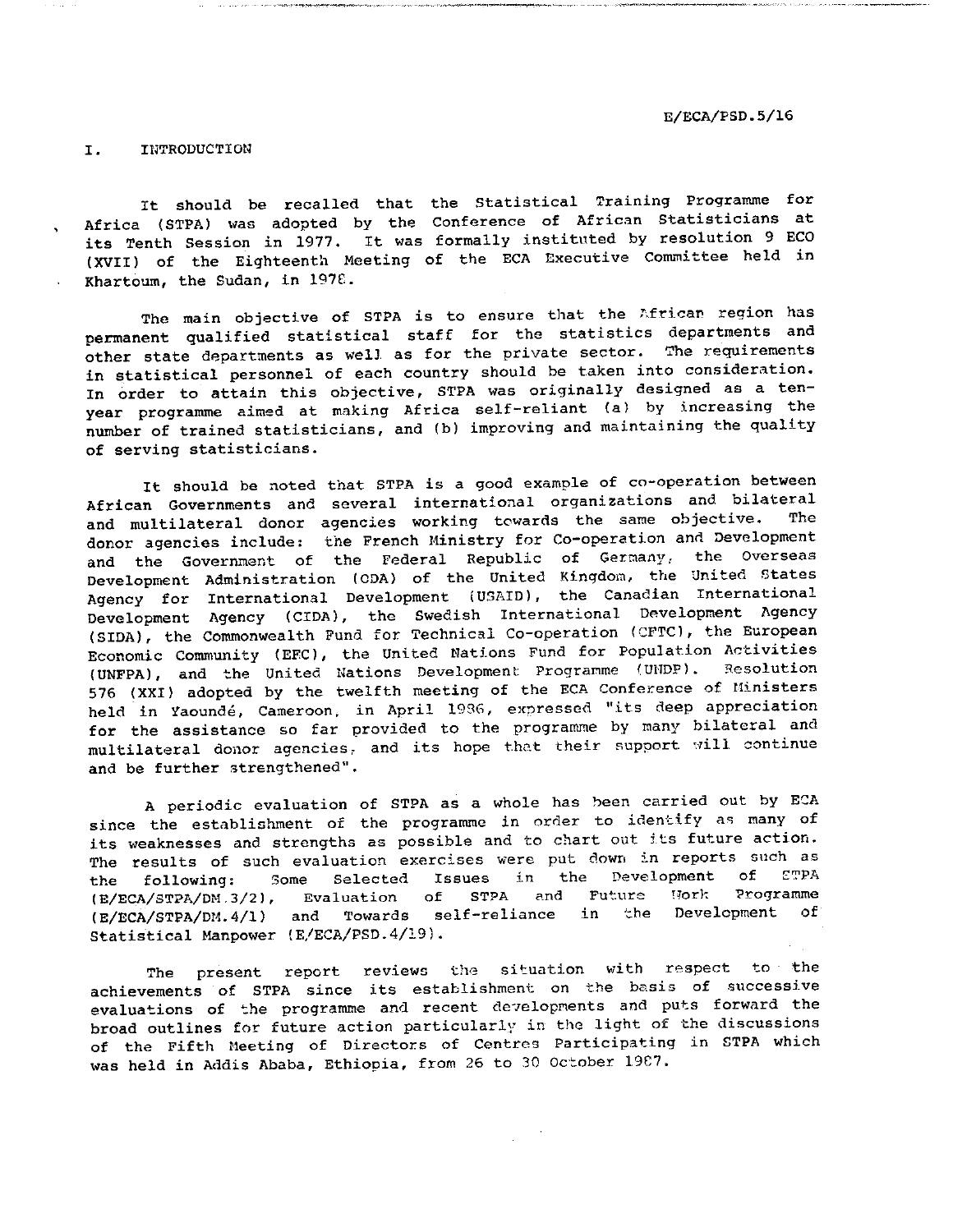## I. INTRODUCTION

It should be recalled that the Statistical Training Programme for Africa (STPA) was adopted by the Conference of African Statisticians at its Tenth Session in 1977. It was formally instituted by resolution 9 ECO (XVII) of the Eighteenth Meeting of the ECA Executive Committee held in Khartoum, the Sudan, in 1978.

The main objective of STPA is to ensure that the African region has permanent qualified statistical staff for the statistics departments and other state departments as well as for the private sector. The requirements in statistical personnel of each country should be taken into consideration. In order to attain this objective, STPA was originally designed as a ten-year programme aimed at making Africa self-reliant (a) by increasing the number of trained statisticians, and (b) improving and maintaining the quality of serving statisticians.

It should be noted that STPA is a good example of co-operation between African Governments and several international organizations and bilateral and multilateral donor agencies working towards the same objective. The donor agencies include: the French Ministry for Co-operation and Development and the Government of the Federal Republic of Germany, the Overseas Development Administration (ODA) of the United Kingdom, the United States Agency for International Development (USAID), the Canadian International Development Agency (CIDA), the Swedish International Development Agency (SIDA), the Commonwealth Fund for Technical Co-operation (CFTC), the European Economic Community (EEC), the United Nations Fund for Population Activities (UNFPA), and the United Nations Development Programme (UNDP). Resolution 576 (XXI) adopted by the twelfth meeting of the ECA Conference of Ministers held in Yaoundé, Cameroon, in April 1986, expressed "its deep appreciation for the assistance so far provided to the programme by many bilateral and multilateral donor agencies, and its hope that their support will continue and be further strengthened".

A periodic evaluation of STPA as a whole has been carried out by ECA since the establishment of the programme in order to identify as many of its weaknesses and strengths as possible and to chart out its future action. The results of such evaluation exercises were put down in reports such as the following: Some Selected Issues in the Development of STPA (E/ECA/STPA/DM.3/2), Evaluation of STPA and Future Work Programme (E/ECA/STPA/DM.4/1) and Towards self-reliance in the Development of Statistical Manpower (E/ECA/PSD.4/19).

The present report reviews the situation with respect to the achievements of STPA since its establishment on the basis of successive evaluations of the programme and recent developments and puts forward the broad outlines for future action particularly in the light of the discussions of the Fifth Meeting of Directors of Centres Participating in STPA which was held in Addis Ababa, Ethiopia, from 26 to 30 October 1987.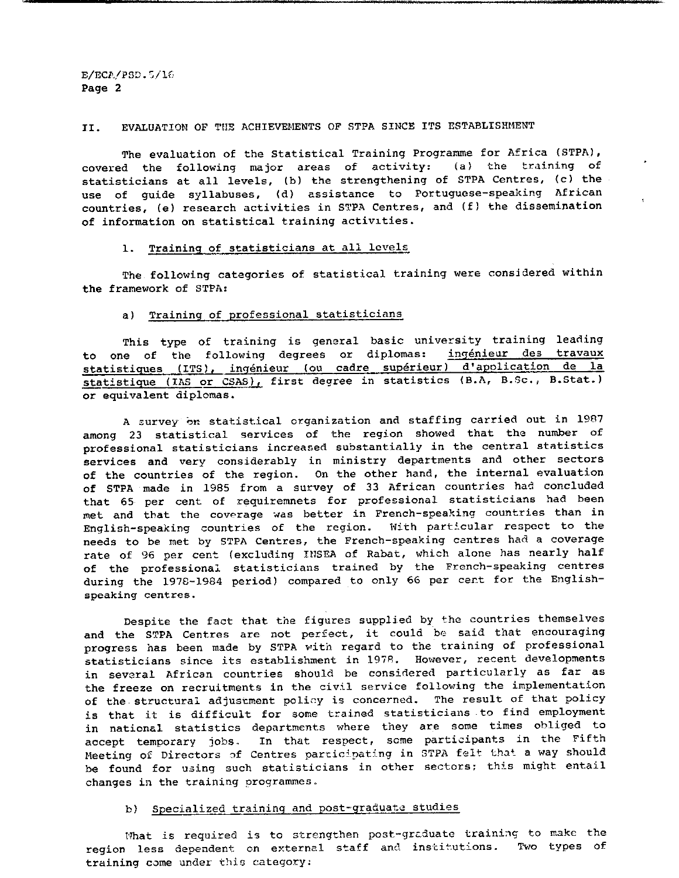## II. EVALUATION OF THE ACHIEVEMENTS OF STPA SINCE ITS ESTABLISHMENT

The evaluation of the Statistical Training Programme for Africa (STPA), covered the following major areas of activity: (a) the training of statisticians at all levels, (b) the strengthening of STPA Centres, (c) the use of guide syllabuses, (d) assistance to Portuguese-speaking African countries, (e) research activities in STPA Centres, and (f) the dissemination of information on statistical training activities.

### 1. Training of statisticians at all levels

The following categories of statistical training were considered within the framework of STPA:

#### a) Training of professional statisticians

This type of training is general basic university training leading to one of the following degrees or diplomas: ingénieur des travaux statistiques (ITS), ingénieur (ou cadre supérieur) d'application de la statistique (IAS or CSAS), first degree in statistics (B.A, B.Sc., B.Stat.) or equivalent diplomas.

A survey on statistical organization and staffing carried out in 1987 among 23 statistical services of the region showed that the number of professional statisticians increased substantially in the central statistics services and very considerably in ministry departments and other sectors of the countries of the region. On the other hand, the internal evaluation of STPA made in 1985 from a survey of 33 African countries had concluded that 65 per cent of requiremnets for professional statisticians had been met and that the coverage was better in French-speaking countries than in English-speaking countries of the region. With particular respect to the needs to be met by STPA Centres, the French-speaking centres had a coverage rate of 96 per cent (excluding INSEA of Rabat, which alone has nearly half of the professional statisticians trained by the French-speaking centres during the 1978-1984 period) compared to only 66 per cent for the English-speaking centres.

Despite the fact that the figures supplied by the countries themselves and the STPA Centres are not perfect, it could be said that encouraging progress has been made by STPA with regard to the training of professional statisticians since its establishment in 1978. However, recent developments in several African countries should be considered particularly as far as the freeze on recruitments in the civil service following the implementation of the structural adjustment policy is concerned. The result of that policy is that it is difficult for some trained statisticians to find employment in national statistics departments where they are some times obliged to accept temporary jobs. In that respect, some participants in the Fifth Meeting of Directors of Centres participating in STPA felt that a way should be found for using such statisticians in other sectors; this might entail changes in the training programmes.

#### b) Specialized training and post-graduate studies

What is required is to strengthen post-graduate training to make the region less dependent on external staff and institutions. Two types of training come under this category: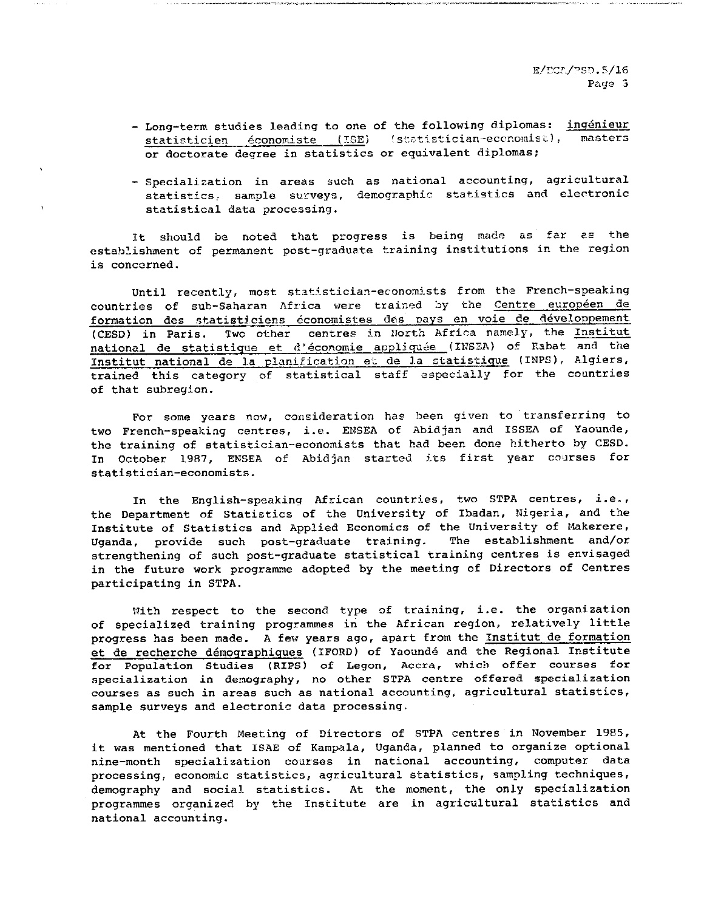- Long-term studies leading to one of the following diplomas: <u>ingénieur statisticien économiste</u> (ISE) (statistician-economist), masters or doctorate degree in statistics or equivalent diplomas;

- Specialization in areas such as national accounting, agricultural statistics, sample surveys, demographic statistics and electronic statistical data processing.

It should be noted that progress is being made as far as the establishment of permanent post-graduate training institutions in the region is concerned.

Until recently, most statistician-economists from the French-speaking countries of sub-Saharan Africa were trained by the <u>Centre européen de formation des statisticiens économistes des pays en voie de développement</u> (CESD) in Paris. Two other centres in North Africa namely, the <u>Institut national de statistique et d'économie appliquée</u> (INSEA) of Rabat and the <u>Institut national de la planification et de la statistique</u> (INPS), Algiers, trained this category of statistical staff especially for the countries of that subregion.

For some years now, consideration has been given to transferring to two French-speaking centres, i.e. ENSEA of Abidjan and ISSEA of Yaounde, the training of statistician-economists that had been done hitherto by CESD. In October 1987, ENSEA of Abidjan started its first year courses for statistician-economists.

In the English-speaking African countries, two STPA centres, i.e., the Department of Statistics of the University of Ibadan, Nigeria, and the Institute of Statistics and Applied Economics of the University of Makerere, Uganda, provide such post-graduate training. The establishment and/or strengthening of such post-graduate statistical training centres is envisaged in the future work programme adopted by the meeting of Directors of Centres participating in STPA.

With respect to the second type of training, i.e. the organization of specialized training programmes in the African region, relatively little progress has been made. A few years ago, apart from the <u>Institut de formation et de recherche démographiques</u> (IFORD) of Yaoundé and the Regional Institute for Population Studies (RIPS) of Legon, Accra, which offer courses for specialization in demography, no other STPA centre offered specialization courses as such in areas such as national accounting, agricultural statistics, sample surveys and electronic data processing.

At the Fourth Meeting of Directors of STPA centres in November 1985, it was mentioned that ISAE of Kampala, Uganda, planned to organize optional nine-month specialization courses in national accounting, computer data processing, economic statistics, agricultural statistics, sampling techniques, demography and social statistics. At the moment, the only specialization programmes organized by the Institute are in agricultural statistics and national accounting.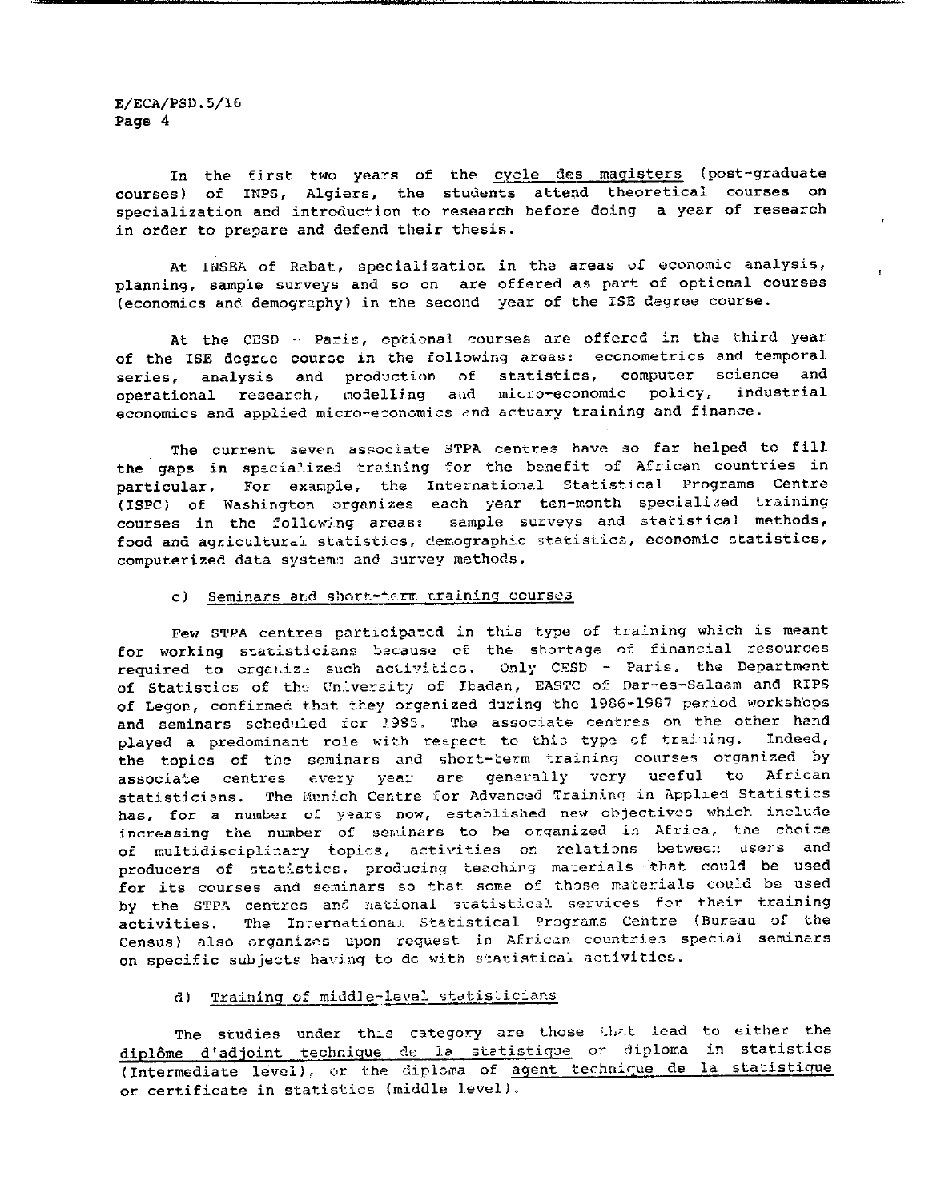In the first two years of the cycle des magisters (post-graduate courses) of INPS, Algiers, the students attend theoretical courses on specialization and introduction to research before doing a year of research in order to prepare and defend their thesis.

At INSEA of Rabat, specialization in the areas of economic analysis, planning, sample surveys and so on are offered as part of optional courses (economics and demography) in the second year of the ISE degree course.

At the CESD - Paris, optional courses are offered in the third year of the ISE degree course in the following areas: econometrics and temporal series, analysis and production of statistics, computer science and operational research, modelling and micro-economic policy, industrial economics and applied micro-economics and actuary training and finance.

The current seven associate STPA centres have so far helped to fill the gaps in specialized training for the benefit of African countries in particular. For example, the International Statistical Programs Centre (ISPC) of Washington organizes each year ten-month specialized training courses in the following areas: sample surveys and statistical methods, food and agricultural statistics, demographic statistics, economic statistics, computerized data systems and survey methods.

c) Seminars and short-term training courses

Few STPA centres participated in this type of training which is meant for working statisticians because of the shortage of financial resources required to organize such activities. Only CESD - Paris, the Department of Statistics of the University of Ibadan, EASTC of Dar-es-Salaam and RIPS of Legon, confirmed that they organized during the 1986-1987 period workshops and seminars scheduled for 1985. The associate centres on the other hand played a predominant role with respect to this type of training. Indeed, the topics of the seminars and short-term training courses organized by associate centres every year are generally very useful to African statisticians. The Munich Centre for Advanced Training in Applied Statistics has, for a number of years now, established new objectives which include increasing the number of seminars to be organized in Africa, the choice of multidisciplinary topics, activities on relations between users and producers of statistics, producing teaching materials that could be used for its courses and seminars so that some of those materials could be used by the STPA centres and national statistical services for their training activities. The International Statistical Programs Centre (Bureau of the Census) also organizes upon request in African countries special seminars on specific subjects having to do with statistical activities.

d) Training of middle-level statisticians

The studies under this category are those that lead to either the diplôme d'adjoint technique de la statistique or diploma in statistics (Intermediate level), or the diploma of agent technique de la statistique or certificate in statistics (middle level).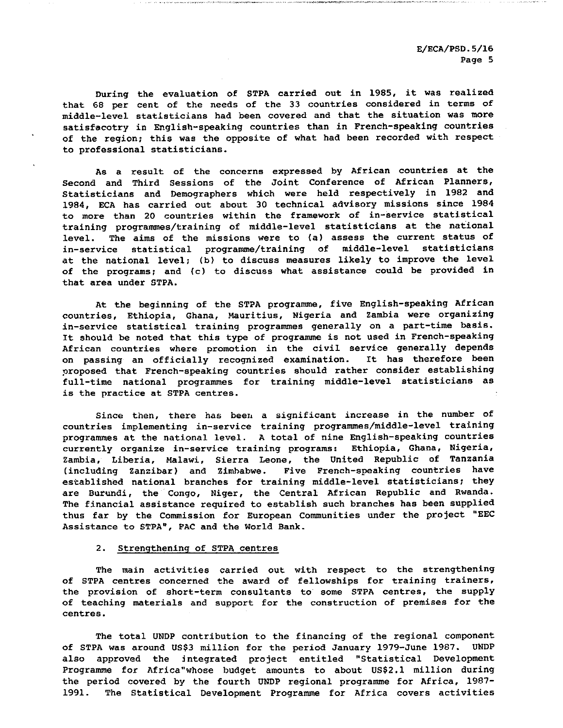During the evaluation of STPA carried out in 1985, it was realized that 68 per cent of the needs of the 33 countries considered in terms of middle-level statisticians had been covered and that the situation was more satisfacotry in English-speaking countries than in French-speaking countries of the region; this was the opposite of what had been recorded with respect to professional statisticians.

As a result of the concerns expressed by African countries at the Second and Third Sessions of the Joint Conference of African Planners, Statisticians and Demographers which were held respectively in 1982 and 1984, ECA has carried out about 30 technical advisory missions since 1984 to more than 20 countries within the framework of in-service statistical training programmes/training of middle-level statisticians at the national level. The aims of the missions were to (a) assess the current status of in-service statistical programme/training of middle-level statisticians at the national level; (b) to discuss measures likely to improve the level of the programs; and (c) to discuss what assistance could be provided in that area under STPA.

At the beginning of the STPA programme, five English-speaking African countries, Ethiopia, Ghana, Mauritius, Nigeria and Zambia were organizing in-service statistical training programmes generally on a part-time basis. It should be noted that this type of programme is not used in French-speaking African countries where promotion in the civil service generally depends on passing an officially recognized examination. It has therefore been proposed that French-speaking countries should rather consider establishing full-time national programmes for training middle-level statisticians as is the practice at STPA centres.

Since then, there has been a significant increase in the number of countries implementing in-service training programmes/middle-level training programmes at the national level. A total of nine English-speaking countries currently organize in-service training programs: Ethiopia, Ghana, Nigeria, Zambia, Liberia, Malawi, Sierra Leone, the United Republic of Tanzania (including Zanzibar) and Zimbabwe. Five French-speaking countries have established national branches for training middle-level statisticians; they are Burundi, the Congo, Niger, the Central African Republic and Rwanda. The financial assistance required to establish such branches has been supplied thus far by the Commission for European Communities under the project "EEC Assistance to STPA", FAC and the World Bank.

## 2. Strengthening of STPA centres

The main activities carried out with respect to the strengthening of STPA centres concerned the award of fellowships for training trainers, the provision of short-term consultants to some STPA centres, the supply of teaching materials and support for the construction of premises for the centres.

The total UNDP contribution to the financing of the regional component of STPA was around US$3 million for the period January 1979-June 1987. UNDP also approved the integrated project entitled "Statistical Development Programme for Africa"whose budget amounts to about US$2.1 million during the period covered by the fourth UNDP regional programme for Africa, 1987-1991. The Statistical Development Programme for Africa covers activities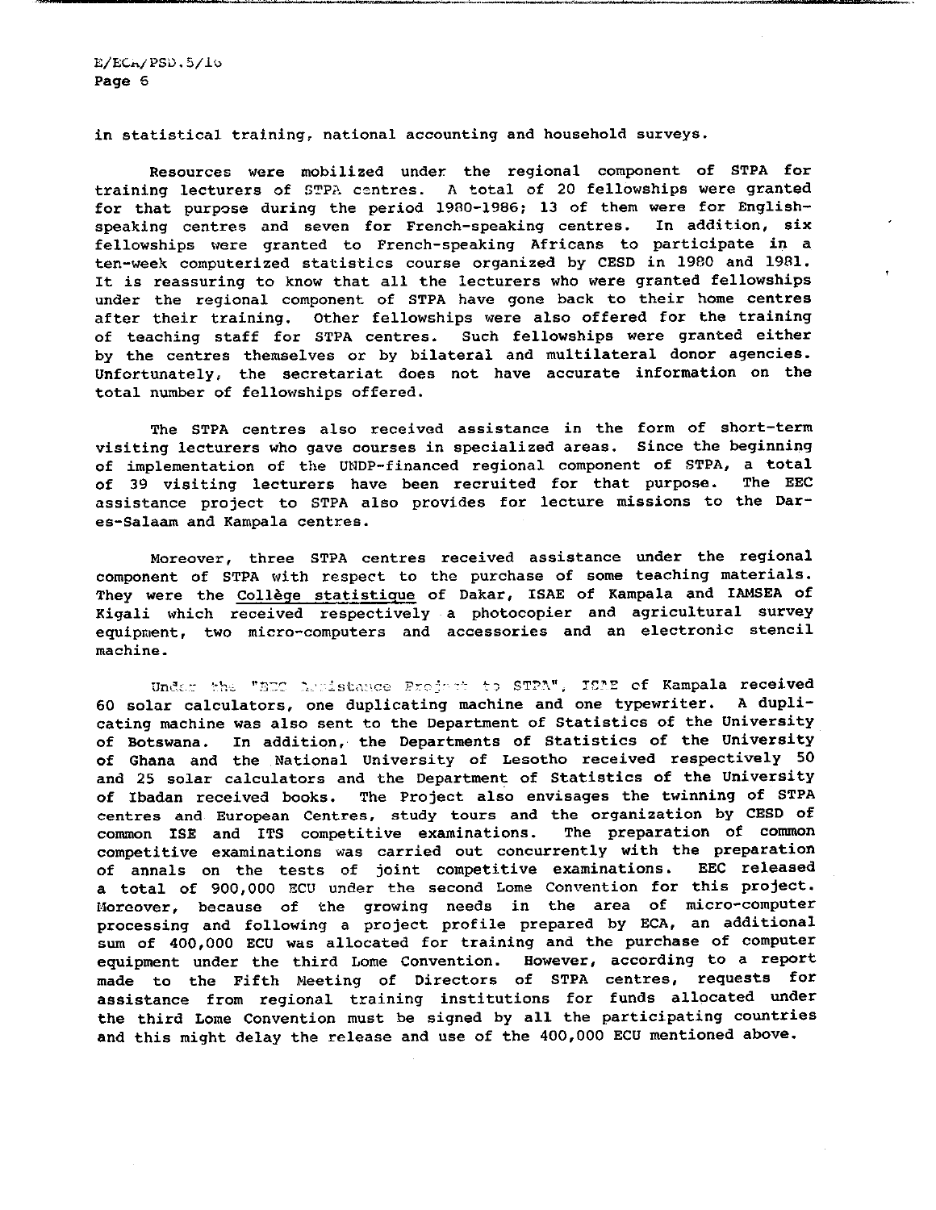in statistical training, national accounting and household surveys.

Resources were mobilized under the regional component of STPA for training lecturers of STPA centres. A total of 20 fellowships were granted for that purpose during the period 1980-1986; 13 of them were for English-speaking centres and seven for French-speaking centres. In addition, six fellowships were granted to French-speaking Africans to participate in a ten-week computerized statistics course organized by CESD in 1980 and 1981. It is reassuring to know that all the lecturers who were granted fellowships under the regional component of STPA have gone back to their home centres after their training. Other fellowships were also offered for the training of teaching staff for STPA centres. Such fellowships were granted either by the centres themselves or by bilateral and multilateral donor agencies. Unfortunately, the secretariat does not have accurate information on the total number of fellowships offered.

The STPA centres also received assistance in the form of short-term visiting lecturers who gave courses in specialized areas. Since the beginning of implementation of the UNDP-financed regional component of STPA, a total of 39 visiting lecturers have been recruited for that purpose. The EEC assistance project to STPA also provides for lecture missions to the Dar-es-Salaam and Kampala centres.

Moreover, three STPA centres received assistance under the regional component of STPA with respect to the purchase of some teaching materials. They were the <u>Collège statistique</u> of Dakar, ISAE of Kampala and IAMSEA of Kigali which received respectively a photocopier and agricultural survey equipment, two micro-computers and accessories and an electronic stencil machine.

Under the "EEC Assistance Project to STPA", ISAE of Kampala received 60 solar calculators, one duplicating machine and one typewriter. A duplicating machine was also sent to the Department of Statistics of the University of Botswana. In addition, the Departments of Statistics of the University of Ghana and the National University of Lesotho received respectively 50 and 25 solar calculators and the Department of Statistics of the University of Ibadan received books. The Project also envisages the twinning of STPA centres and European Centres, study tours and the organization by CESD of common ISE and ITS competitive examinations. The preparation of common competitive examinations was carried out concurrently with the preparation of annals on the tests of joint competitive examinations. EEC released a total of 900,000 ECU under the second Lome Convention for this project. Moreover, because of the growing needs in the area of micro-computer processing and following a project profile prepared by ECA, an additional sum of 400,000 ECU was allocated for training and the purchase of computer equipment under the third Lome Convention. However, according to a report made to the Fifth Meeting of Directors of STPA centres, requests for assistance from regional training institutions for funds allocated under the third Lome Convention must be signed by all the participating countries and this might delay the release and use of the 400,000 ECU mentioned above.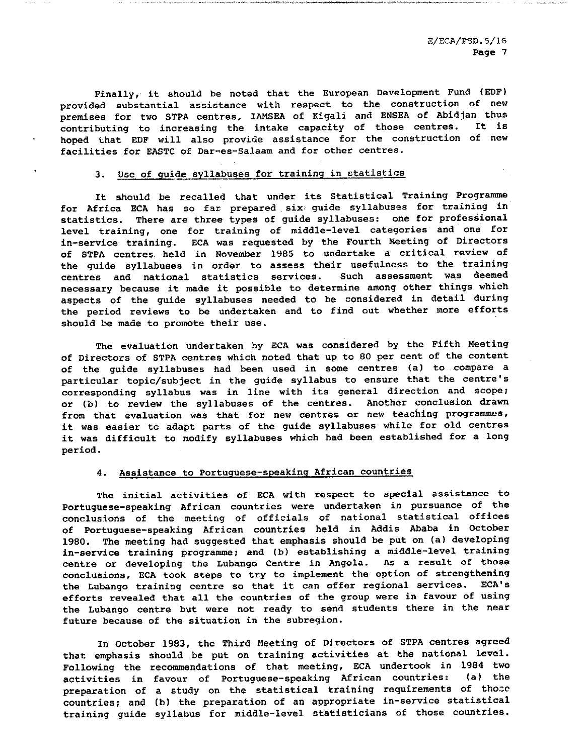Finally, it should be noted that the European Development Fund (EDF) provided substantial assistance with respect to the construction of new premises for two STPA centres, IAMSEA of Kigali and ENSEA of Abidjan thus contributing to increasing the intake capacity of those centres. It is hoped that EDF will also provide assistance for the construction of new facilities for EASTC of Dar-es-Salaam and for other centres.

### 3. Use of guide syllabuses for training in statistics

It should be recalled that under its Statistical Training Programme for Africa ECA has so far prepared six guide syllabuses for training in statistics. There are three types of guide syllabuses: one for professional level training, one for training of middle-level categories and one for in-service training. ECA was requested by the Fourth Meeting of Directors of STPA centres held in November 1985 to undertake a critical review of the guide syllabuses in order to assess their usefulness to the training centres and national statistics services. Such assessment was deemed necessary because it made it possible to determine among other things which aspects of the guide syllabuses needed to be considered in detail during the period reviews to be undertaken and to find out whether more efforts should be made to promote their use.

The evaluation undertaken by ECA was considered by the Fifth Meeting of Directors of STPA centres which noted that up to 80 per cent of the content of the guide syllabuses had been used in some centres (a) to compare a particular topic/subject in the guide syllabus to ensure that the centre's corresponding syllabus was in line with its general direction and scope; or (b) to review the syllabuses of the centres. Another conclusion drawn from that evaluation was that for new centres or new teaching programmes, it was easier to adapt parts of the guide syllabuses while for old centres it was difficult to modify syllabuses which had been established for a long period.

### 4. Assistance to Portuguese-speaking African countries

The initial activities of ECA with respect to special assistance to Portuguese-speaking African countries were undertaken in pursuance of the conclusions of the meeting of officials of national statistical offices of Portuguese-speaking African countries held in Addis Ababa in October 1980. The meeting had suggested that emphasis should be put on (a) developing in-service training programme; and (b) establishing a middle-level training centre or developing the Lubango Centre in Angola. As a result of those conclusions, ECA took steps to try to implement the option of strengthening the Lubango training centre so that it can offer regional services. ECA's efforts revealed that all the countries of the group were in favour of using the Lubango centre but were not ready to send students there in the near future because of the situation in the subregion.

In October 1983, the Third Meeting of Directors of STPA centres agreed that emphasis should be put on training activities at the national level. Following the recommendations of that meeting, ECA undertook in 1984 two activities in favour of Portuguese-speaking African countries: (a) the preparation of a study on the statistical training requirements of those countries; and (b) the preparation of an appropriate in-service statistical training guide syllabus for middle-level statisticians of those countries.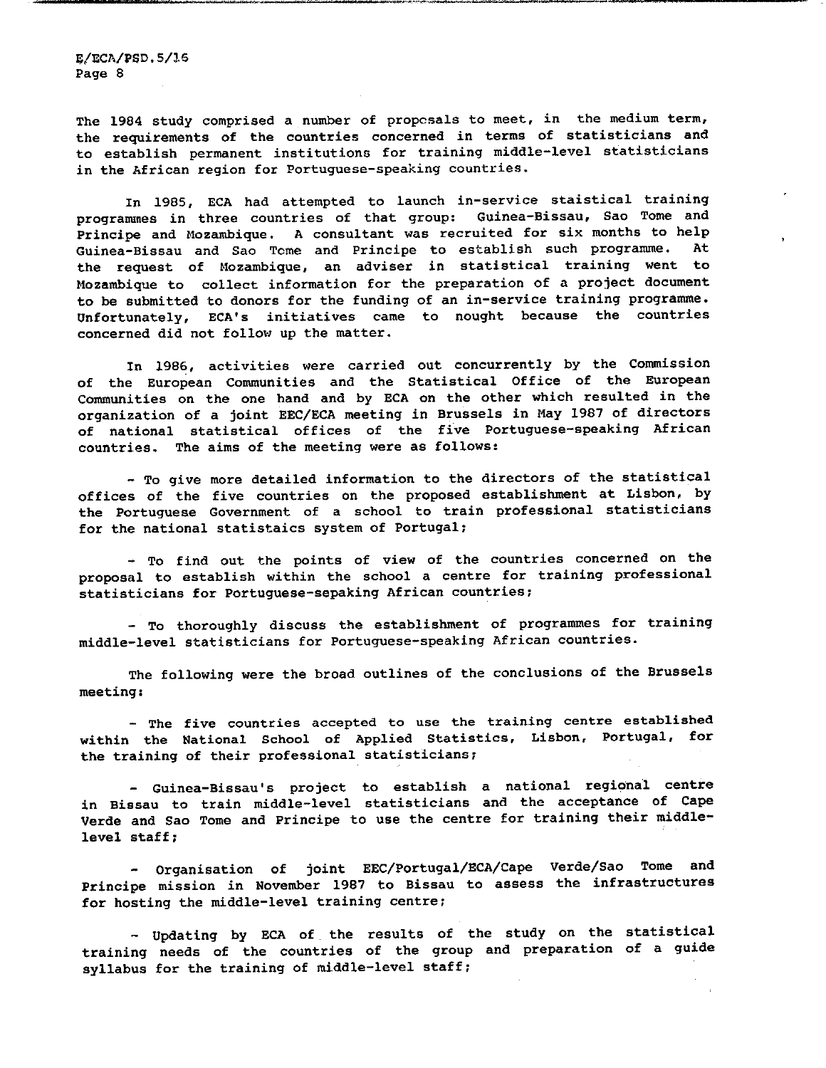The 1984 study comprised a number of proposals to meet, in the medium term, the requirements of the countries concerned in terms of statisticians and to establish permanent institutions for training middle-level statisticians in the African region for Portuguese-speaking countries.

In 1985, ECA had attempted to launch in-service staistical training programmes in three countries of that group: Guinea-Bissau, Sao Tome and Principe and Mozambique. A consultant was recruited for six months to help Guinea-Bissau and Sao Tome and Principe to establish such programme. At the request of Mozambique, an adviser in statistical training went to Mozambique to collect information for the preparation of a project document to be submitted to donors for the funding of an in-service training programme. Unfortunately, ECA's initiatives came to nought because the countries concerned did not follow up the matter.

In 1986, activities were carried out concurrently by the Commission of the European Communities and the Statistical Office of the European Communities on the one hand and by ECA on the other which resulted in the organization of a joint EEC/ECA meeting in Brussels in May 1987 of directors of national statistical offices of the five Portuguese-speaking African countries. The aims of the meeting were as follows:

- To give more detailed information to the directors of the statistical offices of the five countries on the proposed establishment at Lisbon, by the Portuguese Government of a school to train professional statisticians for the national statistaics system of Portugal;

- To find out the points of view of the countries concerned on the proposal to establish within the school a centre for training professional statisticians for Portuguese-sepaking African countries;

- To thoroughly discuss the establishment of programmes for training middle-level statisticians for Portuguese-speaking African countries.

The following were the broad outlines of the conclusions of the Brussels meeting:

- The five countries accepted to use the training centre established within the National School of Applied Statistics, Lisbon, Portugal, for the training of their professional statisticians;

- Guinea-Bissau's project to establish a national regional centre in Bissau to train middle-level statisticians and the acceptance of Cape Verde and Sao Tome and Principe to use the centre for training their middle-level staff;

- Organisation of joint EEC/Portugal/ECA/Cape Verde/Sao Tome and Principe mission in November 1987 to Bissau to assess the infrastructures for hosting the middle-level training centre;

- Updating by ECA of the results of the study on the statistical training needs of the countries of the group and preparation of a guide syllabus for the training of middle-level staff;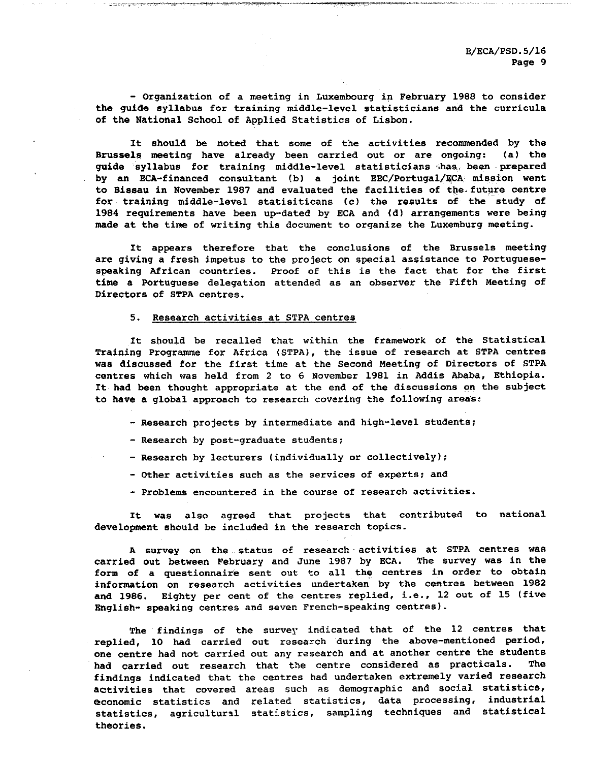- Organization of a meeting in Luxembourg in February 1988 to consider the guide syllabus for training middle-level statisticians and the curricula of the National School of Applied Statistics of Lisbon.

It should be noted that some of the activities recommended by the Brussels meeting have already been carried out or are ongoing: (a) the guide syllabus for training middle-level statisticians has been prepared by an ECA-financed consultant (b) a joint EEC/Portugal/ECA mission went to Bissau in November 1987 and evaluated the facilities of the future centre for training middle-level statisiticans (c) the results of the study of 1984 requirements have been up-dated by ECA and (d) arrangements were being made at the time of writing this document to organize the Luxemburg meeting.

It appears therefore that the conclusions of the Brussels meeting are giving a fresh impetus to the project on special assistance to Portuguese-speaking African countries. Proof of this is the fact that for the first time a Portuguese delegation attended as an observer the Fifth Meeting of Directors of STPA centres.

5. Research activities at STPA centres

It should be recalled that within the framework of the Statistical Training Programme for Africa (STPA), the issue of research at STPA centres was discussed for the first time at the Second Meeting of Directors of STPA centres which was held from 2 to 6 November 1981 in Addis Ababa, Ethiopia. It had been thought appropriate at the end of the discussions on the subject to have a global approach to research covering the following areas:

- Research projects by intermediate and high-level students;
- Research by post-graduate students;
- Research by lecturers (individually or collectively);
- Other activities such as the services of experts; and
- Problems encountered in the course of research activities.

It was also agreed that projects that contributed to national development should be included in the research topics.

A survey on the status of research activities at STPA centres was carried out between February and June 1987 by ECA. The survey was in the form of a questionnaire sent out to all the centres in order to obtain information on research activities undertaken by the centres between 1982 and 1986. Eighty per cent of the centres replied, i.e., 12 out of 15 (five English- speaking centres and seven French-speaking centres).

The findings of the survey indicated that of the 12 centres that replied, 10 had carried out research during the above-mentioned period, one centre had not carried out any research and at another centre the students had carried out research that the centre considered as practicals. The findings indicated that the centres had undertaken extremely varied research activities that covered areas such as demographic and social statistics, economic statistics and related statistics, data processing, industrial statistics, agricultural statistics, sampling techniques and statistical theories.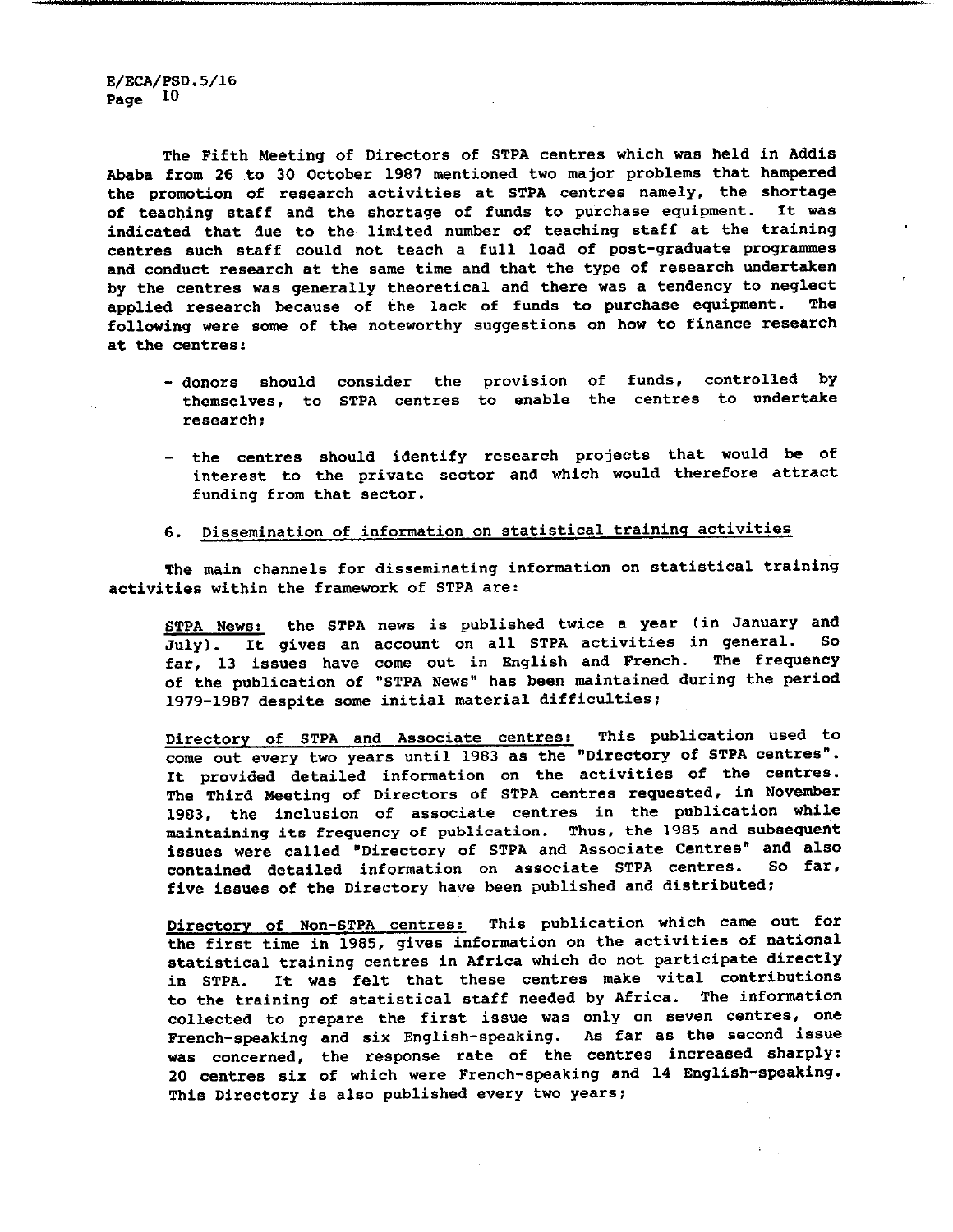The Fifth Meeting of Directors of STPA centres which was held in Addis Ababa from 26 to 30 October 1987 mentioned two major problems that hampered the promotion of research activities at STPA centres namely, the shortage of teaching staff and the shortage of funds to purchase equipment. It was indicated that due to the limited number of teaching staff at the training centres such staff could not teach a full load of post-graduate programmes and conduct research at the same time and that the type of research undertaken by the centres was generally theoretical and there was a tendency to neglect applied research because of the lack of funds to purchase equipment. The following were some of the noteworthy suggestions on how to finance research at the centres:

- donors should consider the provision of funds, controlled by themselves, to STPA centres to enable the centres to undertake research;

- the centres should identify research projects that would be of interest to the private sector and which would therefore attract funding from that sector.

6. Dissemination of information on statistical training activities

The main channels for disseminating information on statistical training activities within the framework of STPA are:

STPA News: the STPA news is published twice a year (in January and July). It gives an account on all STPA activities in general. So far, 13 issues have come out in English and French. The frequency of the publication of "STPA News" has been maintained during the period 1979-1987 despite some initial material difficulties;

Directory of STPA and Associate centres: This publication used to come out every two years until 1983 as the "Directory of STPA centres". It provided detailed information on the activities of the centres. The Third Meeting of Directors of STPA centres requested, in November 1983, the inclusion of associate centres in the publication while maintaining its frequency of publication. Thus, the 1985 and subsequent issues were called "Directory of STPA and Associate Centres" and also contained detailed information on associate STPA centres. So far, five issues of the Directory have been published and distributed;

Directory of Non-STPA centres: This publication which came out for the first time in 1985, gives information on the activities of national statistical training centres in Africa which do not participate directly in STPA. It was felt that these centres make vital contributions to the training of statistical staff needed by Africa. The information collected to prepare the first issue was only on seven centres, one French-speaking and six English-speaking. As far as the second issue was concerned, the response rate of the centres increased sharply: 20 centres six of which were French-speaking and 14 English-speaking. This Directory is also published every two years;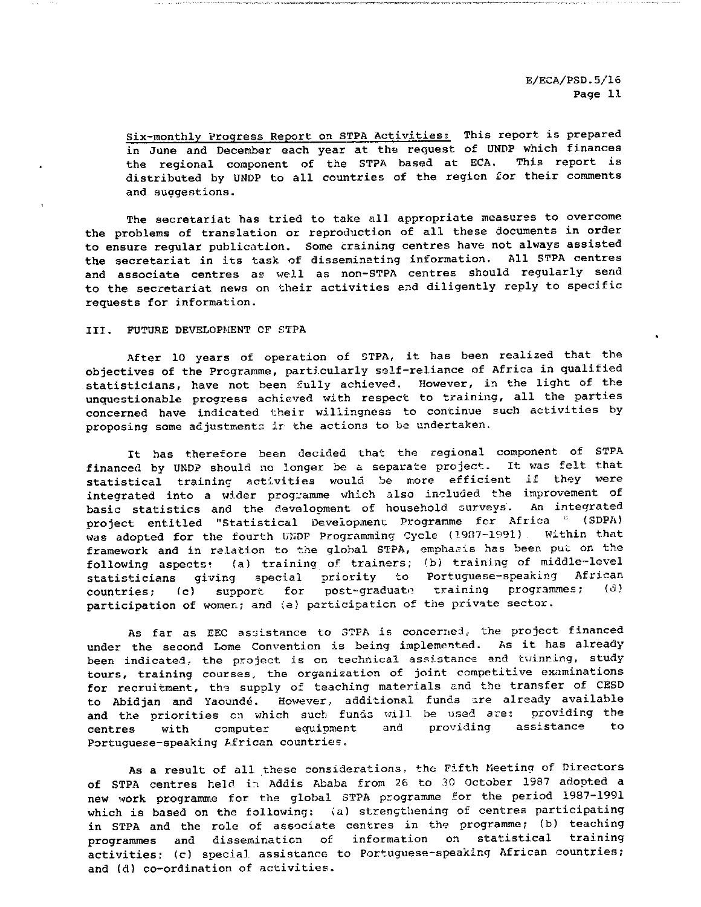Six-monthly Progress Report on STPA Activities: This report is prepared in June and December each year at the request of UNDP which finances the regional component of the STPA based at ECA. This report is distributed by UNDP to all countries of the region for their comments and suggestions.

The secretariat has tried to take all appropriate measures to overcome the problems of translation or reproduction of all these documents in order to ensure regular publication. Some training centres have not always assisted the secretariat in its task of disseminating information. All STPA centres and associate centres as well as non-STPA centres should regularly send to the secretariat news on their activities and diligently reply to specific requests for information.

## III. FUTURE DEVELOPMENT OF STPA

After 10 years of operation of STPA, it has been realized that the objectives of the Programme, particularly self-reliance of Africa in qualified statisticians, have not been fully achieved. However, in the light of the unquestionable progress achieved with respect to training, all the parties concerned have indicated their willingness to continue such activities by proposing some adjustments in the actions to be undertaken.

It has therefore been decided that the regional component of STPA financed by UNDP should no longer be a separate project. It was felt that statistical training activities would be more efficient if they were integrated into a wider programme which also included the improvement of basic statistics and the development of household surveys. An integrated project entitled "Statistical Development Programme for Africa " (SDPA) was adopted for the fourth UNDP Programming Cycle (1987-1991). Within that framework and in relation to the global STPA, emphasis has been put on the following aspects: (a) training of trainers; (b) training of middle-level statisticians giving special priority to Portuguese-speaking African countries; (c) support for post-graduate training programmes; (d) participation of women; and (e) participation of the private sector.

As far as EEC assistance to STPA is concerned, the project financed under the second Lome Convention is being implemented. As it has already been indicated, the project is on technical assistance and twinning, study tours, training courses, the organization of joint competitive examinations for recruitment, the supply of teaching materials and the transfer of CESD to Abidjan and Yaoundé. However, additional funds are already available and the priorities on which such funds will be used are: providing the centres with computer equipment and providing assistance to Portuguese-speaking African countries.

As a result of all these considerations, the Fifth Meeting of Directors of STPA centres held in Addis Ababa from 26 to 30 October 1987 adopted a new work programme for the global STPA programme for the period 1987-1991 which is based on the following: (a) strengthening of centres participating in STPA and the role of associate centres in the programme; (b) teaching programmes and dissemination of information on statistical training activities; (c) special assistance to Portuguese-speaking African countries; and (d) co-ordination of activities.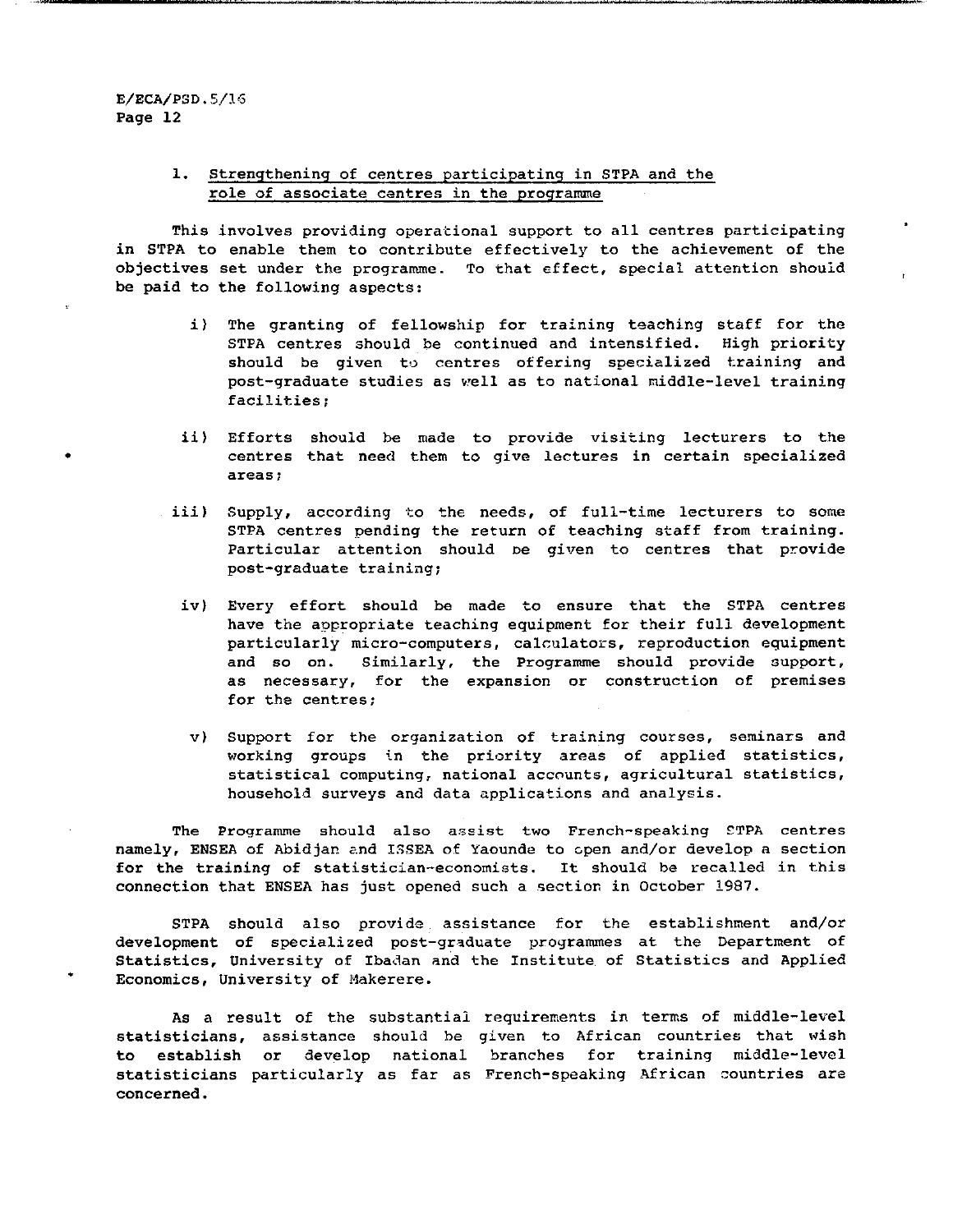### 1. Strengthening of centres participating in STPA and the role of associate centres in the programme

This involves providing operational support to all centres participating in STPA to enable them to contribute effectively to the achievement of the objectives set under the programme. To that effect, special attention should be paid to the following aspects:

i) The granting of fellowship for training teaching staff for the STPA centres should be continued and intensified. High priority should be given to centres offering specialized training and post-graduate studies as well as to national middle-level training facilities;

ii) Efforts should be made to provide visiting lecturers to the centres that need them to give lectures in certain specialized areas;

iii) Supply, according to the needs, of full-time lecturers to some STPA centres pending the return of teaching staff from training. Particular attention should be given to centres that provide post-graduate training;

iv) Every effort should be made to ensure that the STPA centres have the appropriate teaching equipment for their full development particularly micro-computers, calculators, reproduction equipment and so on. Similarly, the Programme should provide support, as necessary, for the expansion or construction of premises for the centres;

v) Support for the organization of training courses, seminars and working groups in the priority areas of applied statistics, statistical computing, national accounts, agricultural statistics, household surveys and data applications and analysis.

The Programme should also assist two French-speaking STPA centres namely, ENSEA of Abidjan and ISSEA of Yaounde to open and/or develop a section for the training of statistician-economists. It should be recalled in this connection that ENSEA has just opened such a section in October 1987.

STPA should also provide assistance for the establishment and/or development of specialized post-graduate programmes at the Department of Statistics, University of Ibadan and the Institute of Statistics and Applied Economics, University of Makerere.

As a result of the substantial requirements in terms of middle-level statisticians, assistance should be given to African countries that wish to establish or develop national branches for training middle-level statisticians particularly as far as French-speaking African countries are concerned.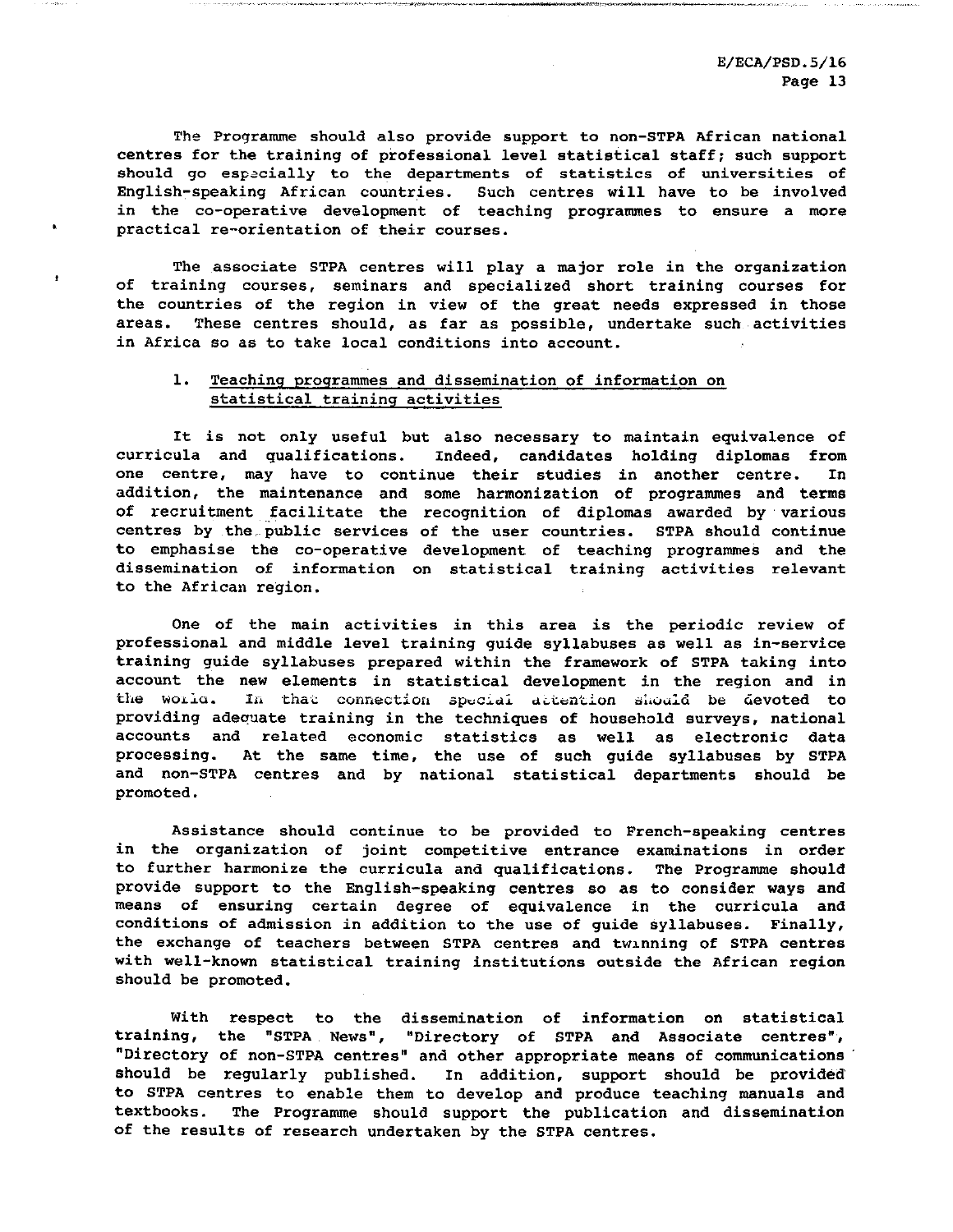The Programme should also provide support to non-STPA African national centres for the training of professional level statistical staff; such support should go especially to the departments of statistics of universities of English-speaking African countries. Such centres will have to be involved in the co-operative development of teaching programmes to ensure a more practical re-orientation of their courses.

The associate STPA centres will play a major role in the organization of training courses, seminars and specialized short training courses for the countries of the region in view of the great needs expressed in those areas. These centres should, as far as possible, undertake such activities in Africa so as to take local conditions into account.

### 1. Teaching programmes and dissemination of information on statistical training activities

It is not only useful but also necessary to maintain equivalence of curricula and qualifications. Indeed, candidates holding diplomas from one centre, may have to continue their studies in another centre. In addition, the maintenance and some harmonization of programmes and terms of recruitment facilitate the recognition of diplomas awarded by various centres by the public services of the user countries. STPA should continue to emphasise the co-operative development of teaching programmes and the dissemination of information on statistical training activities relevant to the African region.

One of the main activities in this area is the periodic review of professional and middle level training guide syllabuses as well as in-service training guide syllabuses prepared within the framework of STPA taking into account the new elements in statistical development in the region and in the world. In that connection special attention should be devoted to providing adequate training in the techniques of household surveys, national accounts and related economic statistics as well as electronic data processing. At the same time, the use of such guide syllabuses by STPA and non-STPA centres and by national statistical departments should be promoted.

Assistance should continue to be provided to French-speaking centres in the organization of joint competitive entrance examinations in order to further harmonize the curricula and qualifications. The Programme should provide support to the English-speaking centres so as to consider ways and means of ensuring certain degree of equivalence in the curricula and conditions of admission in addition to the use of guide syllabuses. Finally, the exchange of teachers between STPA centres and twinning of STPA centres with well-known statistical training institutions outside the African region should be promoted.

With respect to the dissemination of information on statistical training, the "STPA News", "Directory of STPA and Associate centres", "Directory of non-STPA centres" and other appropriate means of communications should be regularly published. In addition, support should be provided to STPA centres to enable them to develop and produce teaching manuals and textbooks. The Programme should support the publication and dissemination of the results of research undertaken by the STPA centres.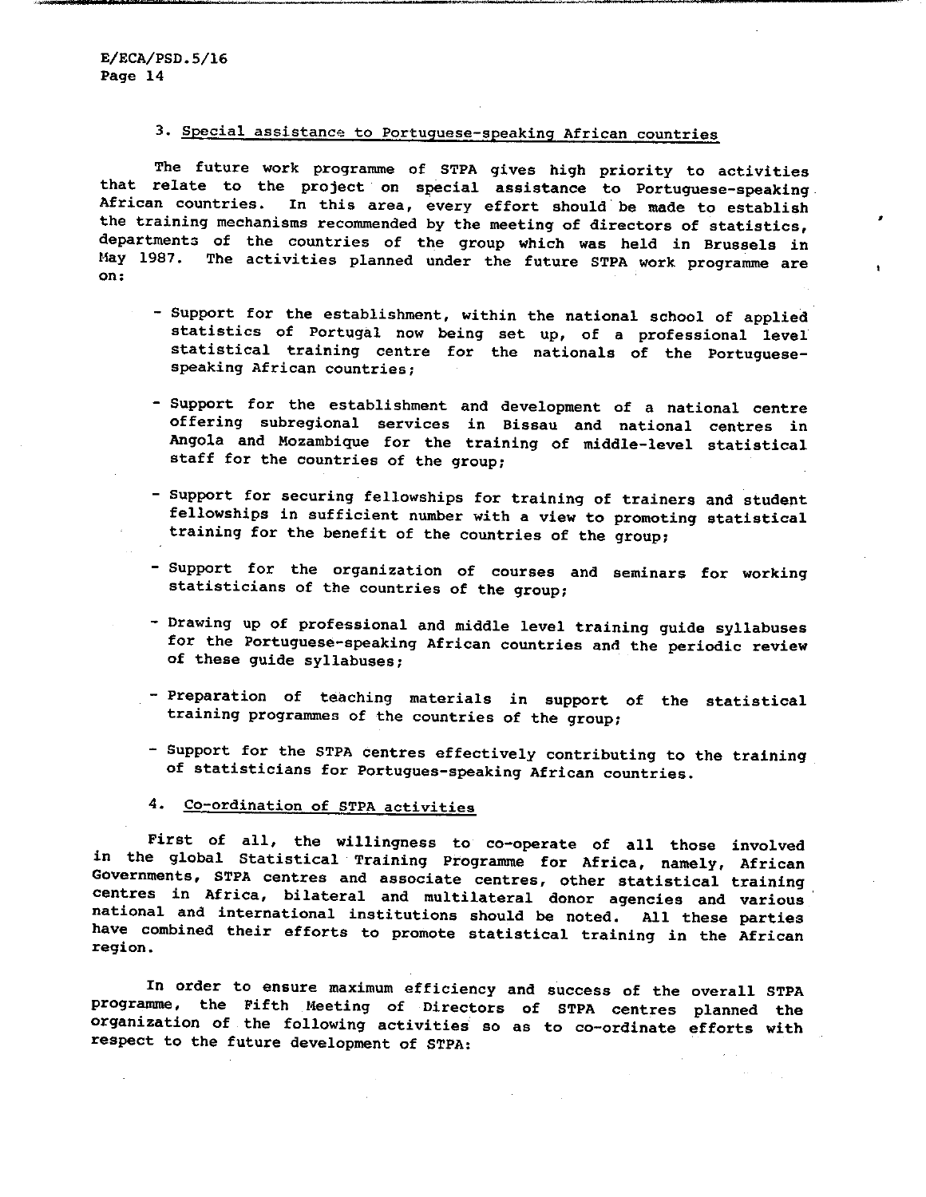### 3. Special assistance to Portuguese-speaking African countries

The future work programme of STPA gives high priority to activities that relate to the project on special assistance to Portuguese-speaking African countries. In this area, every effort should be made to establish the training mechanisms recommended by the meeting of directors of statistics, departments of the countries of the group which was held in Brussels in May 1987. The activities planned under the future STPA work programme are on:

- Support for the establishment, within the national school of applied statistics of Portugal now being set up, of a professional level statistical training centre for the nationals of the Portuguese-speaking African countries;

- Support for the establishment and development of a national centre offering subregional services in Bissau and national centres in Angola and Mozambique for the training of middle-level statistical staff for the countries of the group;

- Support for securing fellowships for training of trainers and student fellowships in sufficient number with a view to promoting statistical training for the benefit of the countries of the group;

- Support for the organization of courses and seminars for working statisticians of the countries of the group;

- Drawing up of professional and middle level training guide syllabuses for the Portuguese-speaking African countries and the periodic review of these guide syllabuses;

- Preparation of teaching materials in support of the statistical training programmes of the countries of the group;

- Support for the STPA centres effectively contributing to the training of statisticians for Portugues-speaking African countries.

### 4. Co-ordination of STPA activities

First of all, the willingness to co-operate of all those involved in the global Statistical Training Programme for Africa, namely, African Governments, STPA centres and associate centres, other statistical training centres in Africa, bilateral and multilateral donor agencies and various national and international institutions should be noted. All these parties have combined their efforts to promote statistical training in the African region.

In order to ensure maximum efficiency and success of the overall STPA programme, the Fifth Meeting of Directors of STPA centres planned the organization of the following activities so as to co-ordinate efforts with respect to the future development of STPA: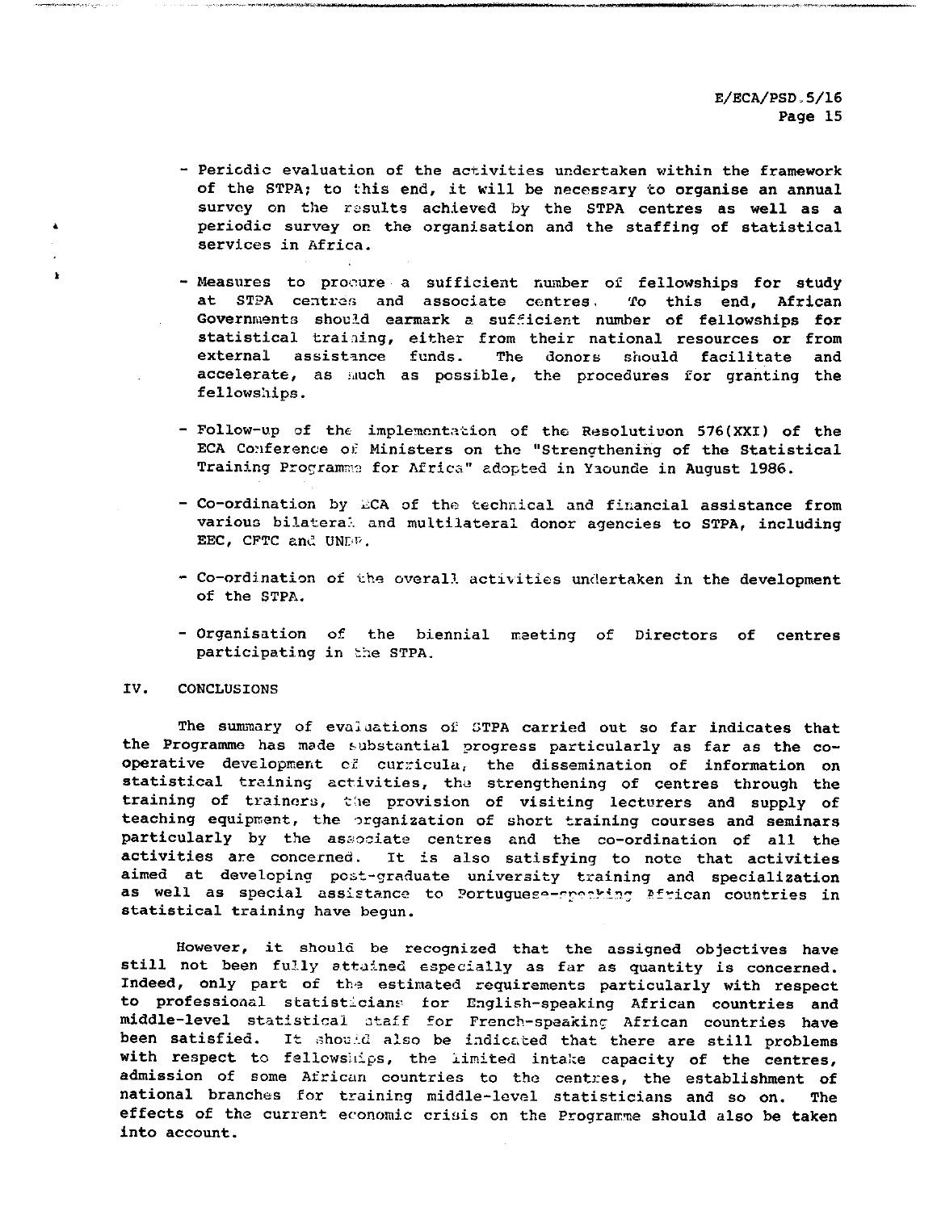- Periodic evaluation of the activities undertaken within the framework of the STPA; to this end, it will be necessary to organise an annual survey on the results achieved by the STPA centres as well as a periodic survey on the organisation and the staffing of statistical services in Africa.

- Measures to procure a sufficient number of fellowships for study at STPA centres and associate centres. To this end, African Governments should earmark a sufficient number of fellowships for statistical training, either from their national resources or from external assistance funds. The donors should facilitate and accelerate, as much as possible, the procedures for granting the fellowships.

- Follow-up of the implementation of the Resolutiuon 576(XXI) of the ECA Conference of Ministers on the "Strengthening of the Statistical Training Programme for Africa" adopted in Yaounde in August 1986.

- Co-ordination by ECA of the technical and financial assistance from various bilateral and multilateral donor agencies to STPA, including EEC, CFTC and UNDP.

- Co-ordination of the overall activities undertaken in the development of the STPA.

- Organisation of the biennial meeting of Directors of centres participating in the STPA.

## IV. CONCLUSIONS

The summary of evaluations of STPA carried out so far indicates that the Programme has made substantial progress particularly as far as the co-operative development of curricula, the dissemination of information on statistical training activities, the strengthening of centres through the training of trainers, the provision of visiting lecturers and supply of teaching equipment, the organization of short training courses and seminars particularly by the associate centres and the co-ordination of all the activities are concerned. It is also satisfying to note that activities aimed at developing post-graduate university training and specialization as well as special assistance to Portuguese-speaking African countries in statistical training have begun.

However, it should be recognized that the assigned objectives have still not been fully attained especially as far as quantity is concerned. Indeed, only part of the estimated requirements particularly with respect to professional statisticians for English-speaking African countries and middle-level statistical staff for French-speaking African countries have been satisfied. It should also be indicated that there are still problems with respect to fellowships, the limited intake capacity of the centres, admission of some African countries to the centres, the establishment of national branches for training middle-level statisticians and so on. The effects of the current economic crisis on the Programme should also be taken into account.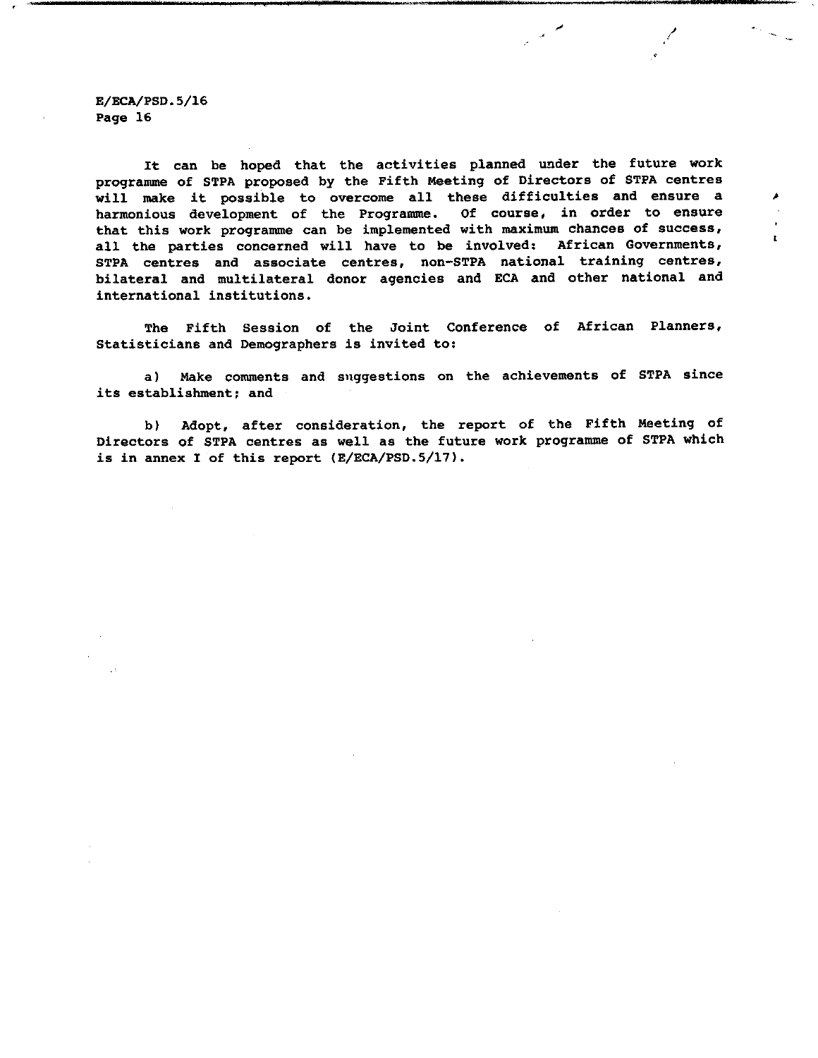It can be hoped that the activities planned under the future work programme of STPA proposed by the Fifth Meeting of Directors of STPA centres will make it possible to overcome all these difficulties and ensure a harmonious development of the Programme. Of course, in order to ensure that this work programme can be implemented with maximum chances of success, all the parties concerned will have to be involved: African Governments, STPA centres and associate centres, non-STPA national training centres, bilateral and multilateral donor agencies and ECA and other national and international institutions.

The Fifth Session of the Joint Conference of African Planners, Statisticians and Demographers is invited to:

a) Make comments and suggestions on the achievements of STPA since its establishment; and

b) Adopt, after consideration, the report of the Fifth Meeting of Directors of STPA centres as well as the future work programme of STPA which is in annex I of this report (E/ECA/PSD.5/17).